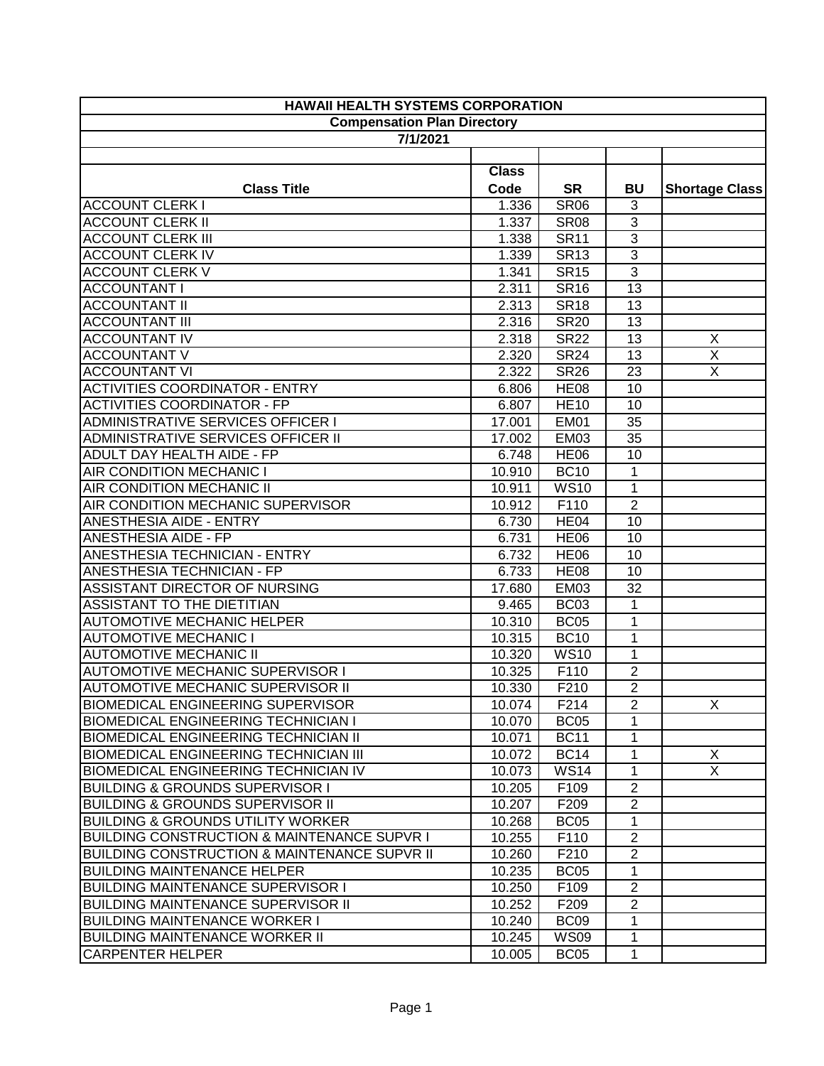# HAWAII HEALTH SYSTEMS CORPORATION

## Compensation Plan Directory

### 7/1/2021

| Class Title | Class Code | SR | BU | Shortage Class |
|---|---|---|---|---|
| ACCOUNT CLERK I | 1.336 | SR06 | 3 | |
| ACCOUNT CLERK II | 1.337 | SR08 | 3 | |
| ACCOUNT CLERK III | 1.338 | SR11 | 3 | |
| ACCOUNT CLERK IV | 1.339 | SR13 | 3 | |
| ACCOUNT CLERK V | 1.341 | SR15 | 3 | |
| ACCOUNTANT I | 2.311 | SR16 | 13 | |
| ACCOUNTANT II | 2.313 | SR18 | 13 | |
| ACCOUNTANT III | 2.316 | SR20 | 13 | |
| ACCOUNTANT IV | 2.318 | SR22 | 13 | X |
| ACCOUNTANT V | 2.320 | SR24 | 13 | X |
| ACCOUNTANT VI | 2.322 | SR26 | 23 | X |
| ACTIVITIES COORDINATOR - ENTRY | 6.806 | HE08 | 10 | |
| ACTIVITIES COORDINATOR - FP | 6.807 | HE10 | 10 | |
| ADMINISTRATIVE SERVICES OFFICER I | 17.001 | EM01 | 35 | |
| ADMINISTRATIVE SERVICES OFFICER II | 17.002 | EM03 | 35 | |
| ADULT DAY HEALTH AIDE - FP | 6.748 | HE06 | 10 | |
| AIR CONDITION MECHANIC I | 10.910 | BC10 | 1 | |
| AIR CONDITION MECHANIC II | 10.911 | WS10 | 1 | |
| AIR CONDITION MECHANIC SUPERVISOR | 10.912 | F110 | 2 | |
| ANESTHESIA AIDE - ENTRY | 6.730 | HE04 | 10 | |
| ANESTHESIA AIDE - FP | 6.731 | HE06 | 10 | |
| ANESTHESIA TECHNICIAN - ENTRY | 6.732 | HE06 | 10 | |
| ANESTHESIA TECHNICIAN - FP | 6.733 | HE08 | 10 | |
| ASSISTANT DIRECTOR OF NURSING | 17.680 | EM03 | 32 | |
| ASSISTANT TO THE DIETITIAN | 9.465 | BC03 | 1 | |
| AUTOMOTIVE MECHANIC HELPER | 10.310 | BC05 | 1 | |
| AUTOMOTIVE MECHANIC I | 10.315 | BC10 | 1 | |
| AUTOMOTIVE MECHANIC II | 10.320 | WS10 | 1 | |
| AUTOMOTIVE MECHANIC SUPERVISOR I | 10.325 | F110 | 2 | |
| AUTOMOTIVE MECHANIC SUPERVISOR II | 10.330 | F210 | 2 | |
| BIOMEDICAL ENGINEERING SUPERVISOR | 10.074 | F214 | 2 | X |
| BIOMEDICAL ENGINEERING TECHNICIAN I | 10.070 | BC05 | 1 | |
| BIOMEDICAL ENGINEERING TECHNICIAN II | 10.071 | BC11 | 1 | |
| BIOMEDICAL ENGINEERING TECHNICIAN III | 10.072 | BC14 | 1 | X |
| BIOMEDICAL ENGINEERING TECHNICIAN IV | 10.073 | WS14 | 1 | X |
| BUILDING & GROUNDS SUPERVISOR I | 10.205 | F109 | 2 | |
| BUILDING & GROUNDS SUPERVISOR II | 10.207 | F209 | 2 | |
| BUILDING & GROUNDS UTILITY WORKER | 10.268 | BC05 | 1 | |
| BUILDING CONSTRUCTION & MAINTENANCE SUPVR I | 10.255 | F110 | 2 | |
| BUILDING CONSTRUCTION & MAINTENANCE SUPVR II | 10.260 | F210 | 2 | |
| BUILDING MAINTENANCE HELPER | 10.235 | BC05 | 1 | |
| BUILDING MAINTENANCE SUPERVISOR I | 10.250 | F109 | 2 | |
| BUILDING MAINTENANCE SUPERVISOR II | 10.252 | F209 | 2 | |
| BUILDING MAINTENANCE WORKER I | 10.240 | BC09 | 1 | |
| BUILDING MAINTENANCE WORKER II | 10.245 | WS09 | 1 | |
| CARPENTER HELPER | 10.005 | BC05 | 1 | |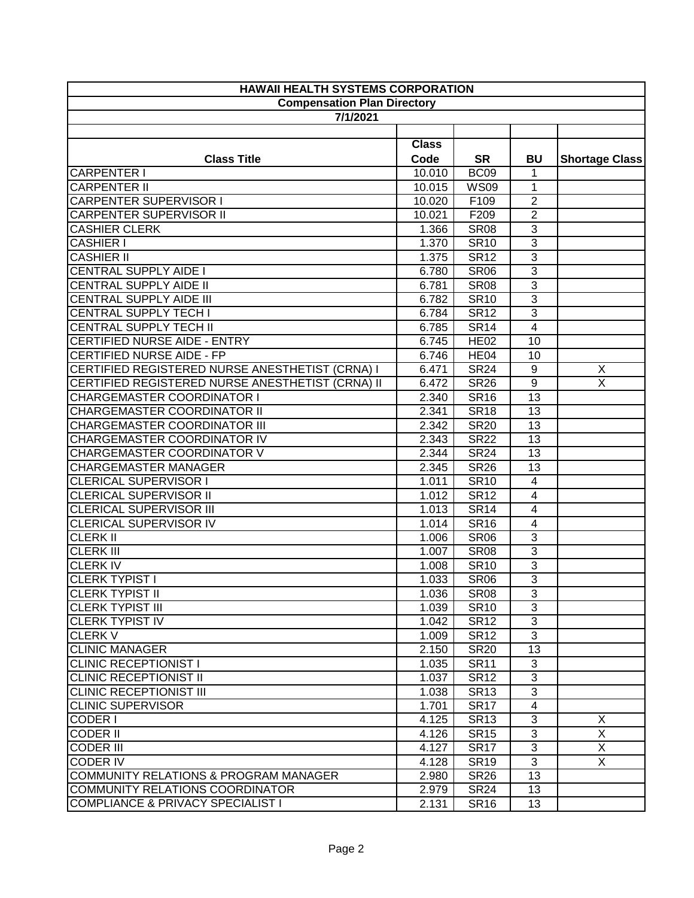| HAWAII HEALTH SYSTEMS CORPORATION | | | | |
|---|---|---|---|---|
| Compensation Plan Directory | | | | |
| 7/1/2021 | | | | |
| **Class Title** | **Class Code** | **SR** | **BU** | **Shortage Class** |
| CARPENTER I | 10.010 | BC09 | 1 | |
| CARPENTER II | 10.015 | WS09 | 1 | |
| CARPENTER SUPERVISOR I | 10.020 | F109 | 2 | |
| CARPENTER SUPERVISOR II | 10.021 | F209 | 2 | |
| CASHIER CLERK | 1.366 | SR08 | 3 | |
| CASHIER I | 1.370 | SR10 | 3 | |
| CASHIER II | 1.375 | SR12 | 3 | |
| CENTRAL SUPPLY AIDE I | 6.780 | SR06 | 3 | |
| CENTRAL SUPPLY AIDE II | 6.781 | SR08 | 3 | |
| CENTRAL SUPPLY AIDE III | 6.782 | SR10 | 3 | |
| CENTRAL SUPPLY TECH I | 6.784 | SR12 | 3 | |
| CENTRAL SUPPLY TECH II | 6.785 | SR14 | 4 | |
| CERTIFIED NURSE AIDE - ENTRY | 6.745 | HE02 | 10 | |
| CERTIFIED NURSE AIDE - FP | 6.746 | HE04 | 10 | |
| CERTIFIED REGISTERED NURSE ANESTHETIST (CRNA) I | 6.471 | SR24 | 9 | X |
| CERTIFIED REGISTERED NURSE ANESTHETIST (CRNA) II | 6.472 | SR26 | 9 | X |
| CHARGEMASTER COORDINATOR I | 2.340 | SR16 | 13 | |
| CHARGEMASTER COORDINATOR II | 2.341 | SR18 | 13 | |
| CHARGEMASTER COORDINATOR III | 2.342 | SR20 | 13 | |
| CHARGEMASTER COORDINATOR IV | 2.343 | SR22 | 13 | |
| CHARGEMASTER COORDINATOR V | 2.344 | SR24 | 13 | |
| CHARGEMASTER MANAGER | 2.345 | SR26 | 13 | |
| CLERICAL SUPERVISOR I | 1.011 | SR10 | 4 | |
| CLERICAL SUPERVISOR II | 1.012 | SR12 | 4 | |
| CLERICAL SUPERVISOR III | 1.013 | SR14 | 4 | |
| CLERICAL SUPERVISOR IV | 1.014 | SR16 | 4 | |
| CLERK II | 1.006 | SR06 | 3 | |
| CLERK III | 1.007 | SR08 | 3 | |
| CLERK IV | 1.008 | SR10 | 3 | |
| CLERK TYPIST I | 1.033 | SR06 | 3 | |
| CLERK TYPIST II | 1.036 | SR08 | 3 | |
| CLERK TYPIST III | 1.039 | SR10 | 3 | |
| CLERK TYPIST IV | 1.042 | SR12 | 3 | |
| CLERK V | 1.009 | SR12 | 3 | |
| CLINIC MANAGER | 2.150 | SR20 | 13 | |
| CLINIC RECEPTIONIST I | 1.035 | SR11 | 3 | |
| CLINIC RECEPTIONIST II | 1.037 | SR12 | 3 | |
| CLINIC RECEPTIONIST III | 1.038 | SR13 | 3 | |
| CLINIC SUPERVISOR | 1.701 | SR17 | 4 | |
| CODER I | 4.125 | SR13 | 3 | X |
| CODER II | 4.126 | SR15 | 3 | X |
| CODER III | 4.127 | SR17 | 3 | X |
| CODER IV | 4.128 | SR19 | 3 | X |
| COMMUNITY RELATIONS & PROGRAM MANAGER | 2.980 | SR26 | 13 | |
| COMMUNITY RELATIONS COORDINATOR | 2.979 | SR24 | 13 | |
| COMPLIANCE & PRIVACY SPECIALIST I | 2.131 | SR16 | 13 | |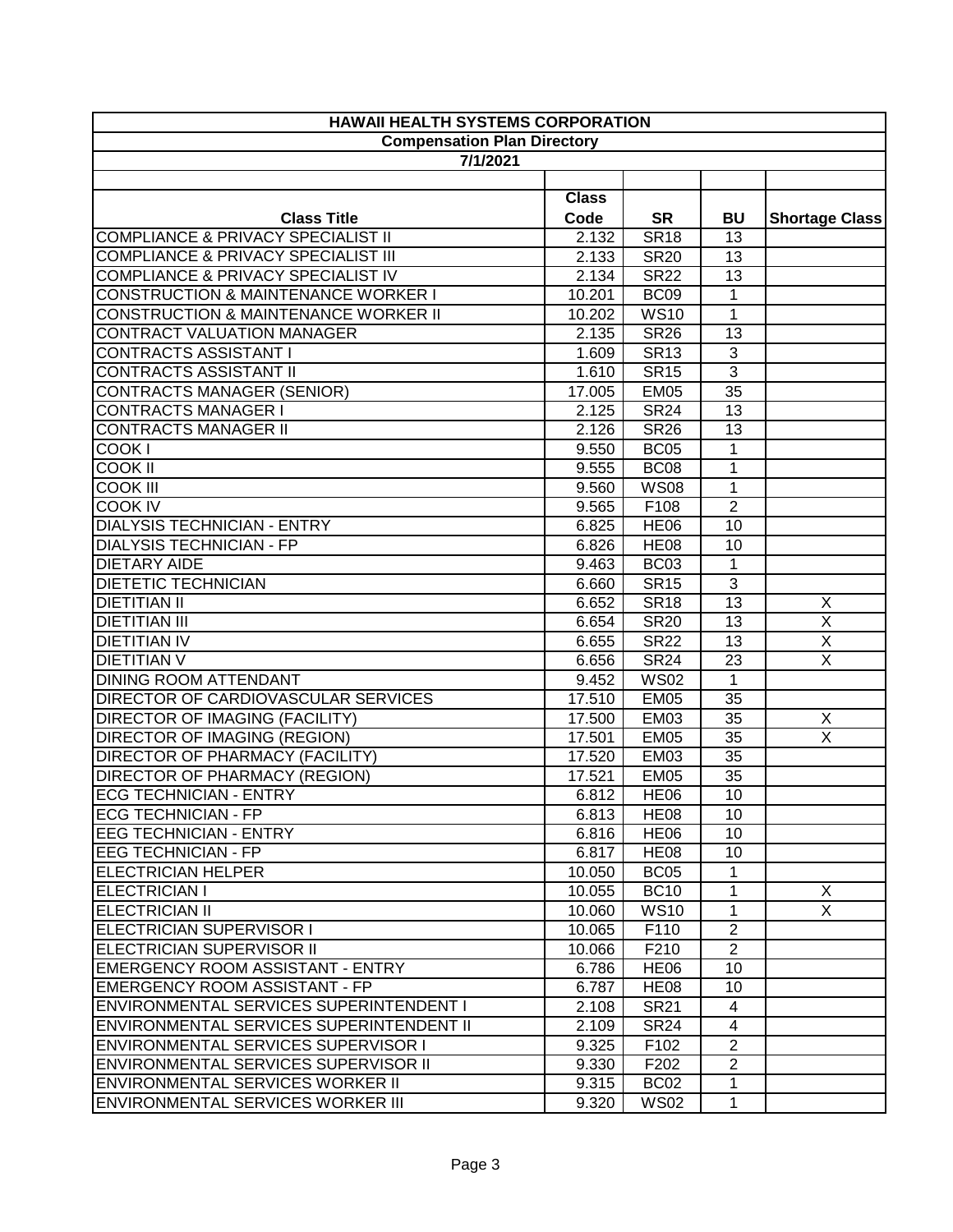| HAWAII HEALTH SYSTEMS CORPORATION | | | | |
|---|---|---|---|---|
| Compensation Plan Directory | | | | |
| 7/1/2021 | | | | |
| **Class Title** | **Class Code** | **SR** | **BU** | **Shortage Class** |
| COMPLIANCE & PRIVACY SPECIALIST II | 2.132 | SR18 | 13 | |
| COMPLIANCE & PRIVACY SPECIALIST III | 2.133 | SR20 | 13 | |
| COMPLIANCE & PRIVACY SPECIALIST IV | 2.134 | SR22 | 13 | |
| CONSTRUCTION & MAINTENANCE WORKER I | 10.201 | BC09 | 1 | |
| CONSTRUCTION & MAINTENANCE WORKER II | 10.202 | WS10 | 1 | |
| CONTRACT VALUATION MANAGER | 2.135 | SR26 | 13 | |
| CONTRACTS ASSISTANT I | 1.609 | SR13 | 3 | |
| CONTRACTS ASSISTANT II | 1.610 | SR15 | 3 | |
| CONTRACTS MANAGER (SENIOR) | 17.005 | EM05 | 35 | |
| CONTRACTS MANAGER I | 2.125 | SR24 | 13 | |
| CONTRACTS MANAGER II | 2.126 | SR26 | 13 | |
| COOK I | 9.550 | BC05 | 1 | |
| COOK II | 9.555 | BC08 | 1 | |
| COOK III | 9.560 | WS08 | 1 | |
| COOK IV | 9.565 | F108 | 2 | |
| DIALYSIS TECHNICIAN - ENTRY | 6.825 | HE06 | 10 | |
| DIALYSIS TECHNICIAN - FP | 6.826 | HE08 | 10 | |
| DIETARY AIDE | 9.463 | BC03 | 1 | |
| DIETETIC TECHNICIAN | 6.660 | SR15 | 3 | |
| DIETITIAN II | 6.652 | SR18 | 13 | X |
| DIETITIAN III | 6.654 | SR20 | 13 | X |
| DIETITIAN IV | 6.655 | SR22 | 13 | X |
| DIETITIAN V | 6.656 | SR24 | 23 | X |
| DINING ROOM ATTENDANT | 9.452 | WS02 | 1 | |
| DIRECTOR OF CARDIOVASCULAR SERVICES | 17.510 | EM05 | 35 | |
| DIRECTOR OF IMAGING (FACILITY) | 17.500 | EM03 | 35 | X |
| DIRECTOR OF IMAGING (REGION) | 17.501 | EM05 | 35 | X |
| DIRECTOR OF PHARMACY (FACILITY) | 17.520 | EM03 | 35 | |
| DIRECTOR OF PHARMACY (REGION) | 17.521 | EM05 | 35 | |
| ECG TECHNICIAN - ENTRY | 6.812 | HE06 | 10 | |
| ECG TECHNICIAN - FP | 6.813 | HE08 | 10 | |
| EEG TECHNICIAN - ENTRY | 6.816 | HE06 | 10 | |
| EEG TECHNICIAN - FP | 6.817 | HE08 | 10 | |
| ELECTRICIAN HELPER | 10.050 | BC05 | 1 | |
| ELECTRICIAN I | 10.055 | BC10 | 1 | X |
| ELECTRICIAN II | 10.060 | WS10 | 1 | X |
| ELECTRICIAN SUPERVISOR I | 10.065 | F110 | 2 | |
| ELECTRICIAN SUPERVISOR II | 10.066 | F210 | 2 | |
| EMERGENCY ROOM ASSISTANT - ENTRY | 6.786 | HE06 | 10 | |
| EMERGENCY ROOM ASSISTANT - FP | 6.787 | HE08 | 10 | |
| ENVIRONMENTAL SERVICES SUPERINTENDENT I | 2.108 | SR21 | 4 | |
| ENVIRONMENTAL SERVICES SUPERINTENDENT II | 2.109 | SR24 | 4 | |
| ENVIRONMENTAL SERVICES SUPERVISOR I | 9.325 | F102 | 2 | |
| ENVIRONMENTAL SERVICES SUPERVISOR II | 9.330 | F202 | 2 | |
| ENVIRONMENTAL SERVICES WORKER II | 9.315 | BC02 | 1 | |
| ENVIRONMENTAL SERVICES WORKER III | 9.320 | WS02 | 1 | |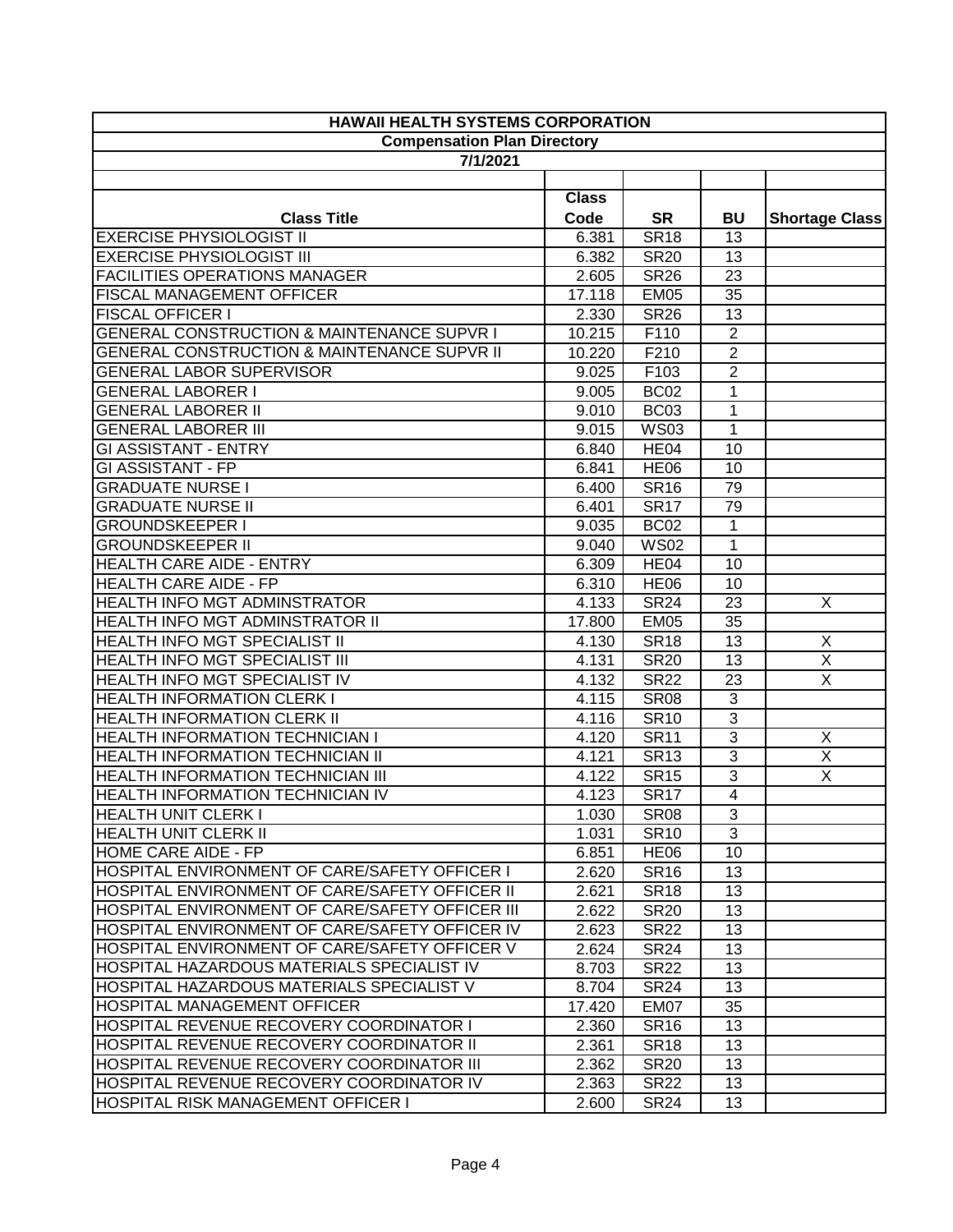| HAWAII HEALTH SYSTEMS CORPORATION | | | | |
|---|---|---|---|---|
| Compensation Plan Directory | | | | |
| 7/1/2021 | | | | |
| **Class Title** | **Class Code** | **SR** | **BU** | **Shortage Class** |
| EXERCISE PHYSIOLOGIST II | 6.381 | SR18 | 13 | |
| EXERCISE PHYSIOLOGIST III | 6.382 | SR20 | 13 | |
| FACILITIES OPERATIONS MANAGER | 2.605 | SR26 | 23 | |
| FISCAL MANAGEMENT OFFICER | 17.118 | EM05 | 35 | |
| FISCAL OFFICER I | 2.330 | SR26 | 13 | |
| GENERAL CONSTRUCTION & MAINTENANCE SUPVR I | 10.215 | F110 | 2 | |
| GENERAL CONSTRUCTION & MAINTENANCE SUPVR II | 10.220 | F210 | 2 | |
| GENERAL LABOR SUPERVISOR | 9.025 | F103 | 2 | |
| GENERAL LABORER I | 9.005 | BC02 | 1 | |
| GENERAL LABORER II | 9.010 | BC03 | 1 | |
| GENERAL LABORER III | 9.015 | WS03 | 1 | |
| GI ASSISTANT - ENTRY | 6.840 | HE04 | 10 | |
| GI ASSISTANT - FP | 6.841 | HE06 | 10 | |
| GRADUATE NURSE I | 6.400 | SR16 | 79 | |
| GRADUATE NURSE II | 6.401 | SR17 | 79 | |
| GROUNDSKEEPER I | 9.035 | BC02 | 1 | |
| GROUNDSKEEPER II | 9.040 | WS02 | 1 | |
| HEALTH CARE AIDE - ENTRY | 6.309 | HE04 | 10 | |
| HEALTH CARE AIDE - FP | 6.310 | HE06 | 10 | |
| HEALTH INFO MGT ADMINSTRATOR | 4.133 | SR24 | 23 | X |
| HEALTH INFO MGT ADMINSTRATOR II | 17.800 | EM05 | 35 | |
| HEALTH INFO MGT SPECIALIST II | 4.130 | SR18 | 13 | X |
| HEALTH INFO MGT SPECIALIST III | 4.131 | SR20 | 13 | X |
| HEALTH INFO MGT SPECIALIST IV | 4.132 | SR22 | 23 | X |
| HEALTH INFORMATION CLERK I | 4.115 | SR08 | 3 | |
| HEALTH INFORMATION CLERK II | 4.116 | SR10 | 3 | |
| HEALTH INFORMATION TECHNICIAN I | 4.120 | SR11 | 3 | X |
| HEALTH INFORMATION TECHNICIAN II | 4.121 | SR13 | 3 | X |
| HEALTH INFORMATION TECHNICIAN III | 4.122 | SR15 | 3 | X |
| HEALTH INFORMATION TECHNICIAN IV | 4.123 | SR17 | 4 | |
| HEALTH UNIT CLERK I | 1.030 | SR08 | 3 | |
| HEALTH UNIT CLERK II | 1.031 | SR10 | 3 | |
| HOME CARE AIDE - FP | 6.851 | HE06 | 10 | |
| HOSPITAL ENVIRONMENT OF CARE/SAFETY OFFICER I | 2.620 | SR16 | 13 | |
| HOSPITAL ENVIRONMENT OF CARE/SAFETY OFFICER II | 2.621 | SR18 | 13 | |
| HOSPITAL ENVIRONMENT OF CARE/SAFETY OFFICER III | 2.622 | SR20 | 13 | |
| HOSPITAL ENVIRONMENT OF CARE/SAFETY OFFICER IV | 2.623 | SR22 | 13 | |
| HOSPITAL ENVIRONMENT OF CARE/SAFETY OFFICER V | 2.624 | SR24 | 13 | |
| HOSPITAL HAZARDOUS MATERIALS SPECIALIST IV | 8.703 | SR22 | 13 | |
| HOSPITAL HAZARDOUS MATERIALS SPECIALIST V | 8.704 | SR24 | 13 | |
| HOSPITAL MANAGEMENT OFFICER | 17.420 | EM07 | 35 | |
| HOSPITAL REVENUE RECOVERY COORDINATOR I | 2.360 | SR16 | 13 | |
| HOSPITAL REVENUE RECOVERY COORDINATOR II | 2.361 | SR18 | 13 | |
| HOSPITAL REVENUE RECOVERY COORDINATOR III | 2.362 | SR20 | 13 | |
| HOSPITAL REVENUE RECOVERY COORDINATOR IV | 2.363 | SR22 | 13 | |
| HOSPITAL RISK MANAGEMENT OFFICER I | 2.600 | SR24 | 13 | |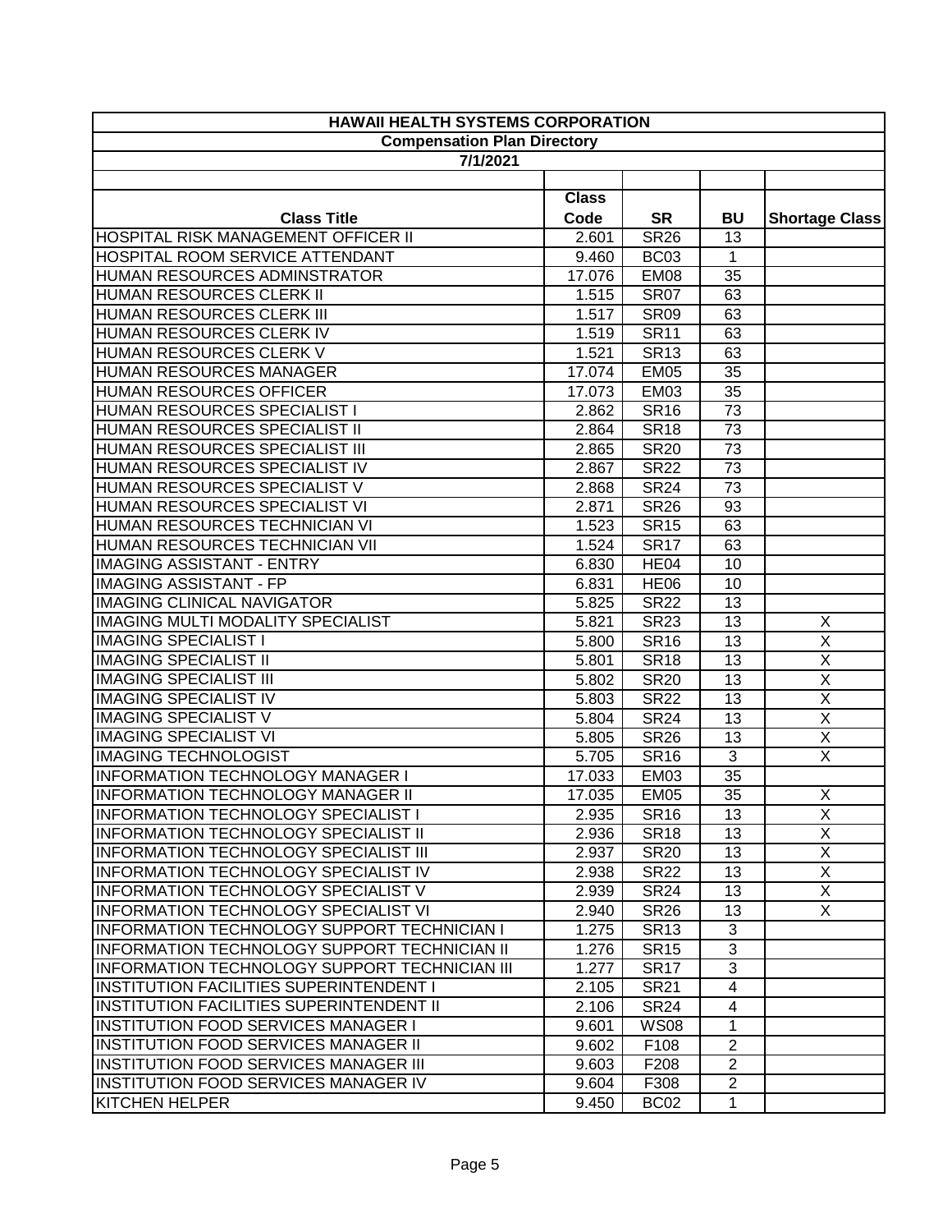| HAWAII HEALTH SYSTEMS CORPORATION | | | | |
|---|---|---|---|---|
| Compensation Plan Directory | | | | |
| 7/1/2021 | | | | |
| **Class Title** | **Class Code** | **SR** | **BU** | **Shortage Class** |
| HOSPITAL RISK MANAGEMENT OFFICER II | 2.601 | SR26 | 13 | |
| HOSPITAL ROOM SERVICE ATTENDANT | 9.460 | BC03 | 1 | |
| HUMAN RESOURCES ADMINSTRATOR | 17.076 | EM08 | 35 | |
| HUMAN RESOURCES CLERK II | 1.515 | SR07 | 63 | |
| HUMAN RESOURCES CLERK III | 1.517 | SR09 | 63 | |
| HUMAN RESOURCES CLERK IV | 1.519 | SR11 | 63 | |
| HUMAN RESOURCES CLERK V | 1.521 | SR13 | 63 | |
| HUMAN RESOURCES MANAGER | 17.074 | EM05 | 35 | |
| HUMAN RESOURCES OFFICER | 17.073 | EM03 | 35 | |
| HUMAN RESOURCES SPECIALIST I | 2.862 | SR16 | 73 | |
| HUMAN RESOURCES SPECIALIST II | 2.864 | SR18 | 73 | |
| HUMAN RESOURCES SPECIALIST III | 2.865 | SR20 | 73 | |
| HUMAN RESOURCES SPECIALIST IV | 2.867 | SR22 | 73 | |
| HUMAN RESOURCES SPECIALIST V | 2.868 | SR24 | 73 | |
| HUMAN RESOURCES SPECIALIST VI | 2.871 | SR26 | 93 | |
| HUMAN RESOURCES TECHNICIAN VI | 1.523 | SR15 | 63 | |
| HUMAN RESOURCES TECHNICIAN VII | 1.524 | SR17 | 63 | |
| IMAGING ASSISTANT - ENTRY | 6.830 | HE04 | 10 | |
| IMAGING ASSISTANT - FP | 6.831 | HE06 | 10 | |
| IMAGING CLINICAL NAVIGATOR | 5.825 | SR22 | 13 | |
| IMAGING MULTI MODALITY SPECIALIST | 5.821 | SR23 | 13 | X |
| IMAGING SPECIALIST I | 5.800 | SR16 | 13 | X |
| IMAGING SPECIALIST II | 5.801 | SR18 | 13 | X |
| IMAGING SPECIALIST III | 5.802 | SR20 | 13 | X |
| IMAGING SPECIALIST IV | 5.803 | SR22 | 13 | X |
| IMAGING SPECIALIST V | 5.804 | SR24 | 13 | X |
| IMAGING SPECIALIST VI | 5.805 | SR26 | 13 | X |
| IMAGING TECHNOLOGIST | 5.705 | SR16 | 3 | X |
| INFORMATION TECHNOLOGY MANAGER I | 17.033 | EM03 | 35 | |
| INFORMATION TECHNOLOGY MANAGER II | 17.035 | EM05 | 35 | X |
| INFORMATION TECHNOLOGY SPECIALIST I | 2.935 | SR16 | 13 | X |
| INFORMATION TECHNOLOGY SPECIALIST II | 2.936 | SR18 | 13 | X |
| INFORMATION TECHNOLOGY SPECIALIST III | 2.937 | SR20 | 13 | X |
| INFORMATION TECHNOLOGY SPECIALIST IV | 2.938 | SR22 | 13 | X |
| INFORMATION TECHNOLOGY SPECIALIST V | 2.939 | SR24 | 13 | X |
| INFORMATION TECHNOLOGY SPECIALIST VI | 2.940 | SR26 | 13 | X |
| INFORMATION TECHNOLOGY SUPPORT TECHNICIAN I | 1.275 | SR13 | 3 | |
| INFORMATION TECHNOLOGY SUPPORT TECHNICIAN II | 1.276 | SR15 | 3 | |
| INFORMATION TECHNOLOGY SUPPORT TECHNICIAN III | 1.277 | SR17 | 3 | |
| INSTITUTION FACILITIES SUPERINTENDENT I | 2.105 | SR21 | 4 | |
| INSTITUTION FACILITIES SUPERINTENDENT II | 2.106 | SR24 | 4 | |
| INSTITUTION FOOD SERVICES MANAGER I | 9.601 | WS08 | 1 | |
| INSTITUTION FOOD SERVICES MANAGER II | 9.602 | F108 | 2 | |
| INSTITUTION FOOD SERVICES MANAGER III | 9.603 | F208 | 2 | |
| INSTITUTION FOOD SERVICES MANAGER IV | 9.604 | F308 | 2 | |
| KITCHEN HELPER | 9.450 | BC02 | 1 | |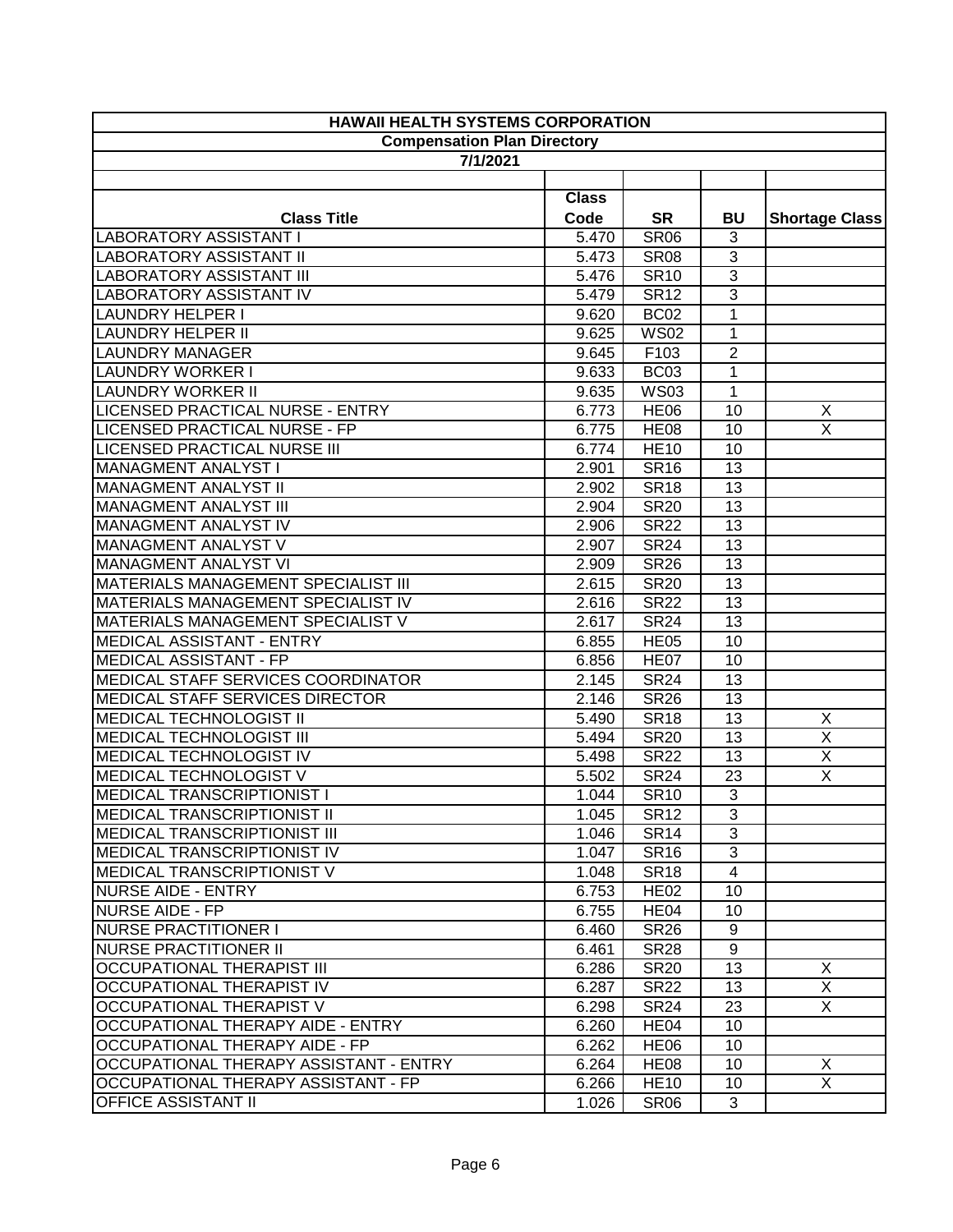| HAWAII HEALTH SYSTEMS CORPORATION | | | | |
|---|---|---|---|---|
| Compensation Plan Directory | | | | |
| 7/1/2021 | | | | |
| Class Title | Class Code | SR | BU | Shortage Class |
| LABORATORY ASSISTANT I | 5.470 | SR06 | 3 | |
| LABORATORY ASSISTANT II | 5.473 | SR08 | 3 | |
| LABORATORY ASSISTANT III | 5.476 | SR10 | 3 | |
| LABORATORY ASSISTANT IV | 5.479 | SR12 | 3 | |
| LAUNDRY HELPER I | 9.620 | BC02 | 1 | |
| LAUNDRY HELPER II | 9.625 | WS02 | 1 | |
| LAUNDRY MANAGER | 9.645 | F103 | 2 | |
| LAUNDRY WORKER I | 9.633 | BC03 | 1 | |
| LAUNDRY WORKER II | 9.635 | WS03 | 1 | |
| LICENSED PRACTICAL NURSE - ENTRY | 6.773 | HE06 | 10 | X |
| LICENSED PRACTICAL NURSE - FP | 6.775 | HE08 | 10 | X |
| LICENSED PRACTICAL NURSE III | 6.774 | HE10 | 10 | |
| MANAGMENT ANALYST I | 2.901 | SR16 | 13 | |
| MANAGMENT ANALYST II | 2.902 | SR18 | 13 | |
| MANAGMENT ANALYST III | 2.904 | SR20 | 13 | |
| MANAGMENT ANALYST IV | 2.906 | SR22 | 13 | |
| MANAGMENT ANALYST V | 2.907 | SR24 | 13 | |
| MANAGMENT ANALYST VI | 2.909 | SR26 | 13 | |
| MATERIALS MANAGEMENT SPECIALIST III | 2.615 | SR20 | 13 | |
| MATERIALS MANAGEMENT SPECIALIST IV | 2.616 | SR22 | 13 | |
| MATERIALS MANAGEMENT SPECIALIST V | 2.617 | SR24 | 13 | |
| MEDICAL ASSISTANT - ENTRY | 6.855 | HE05 | 10 | |
| MEDICAL ASSISTANT - FP | 6.856 | HE07 | 10 | |
| MEDICAL STAFF SERVICES COORDINATOR | 2.145 | SR24 | 13 | |
| MEDICAL STAFF SERVICES DIRECTOR | 2.146 | SR26 | 13 | |
| MEDICAL TECHNOLOGIST II | 5.490 | SR18 | 13 | X |
| MEDICAL TECHNOLOGIST III | 5.494 | SR20 | 13 | X |
| MEDICAL TECHNOLOGIST IV | 5.498 | SR22 | 13 | X |
| MEDICAL TECHNOLOGIST V | 5.502 | SR24 | 23 | X |
| MEDICAL TRANSCRIPTIONIST I | 1.044 | SR10 | 3 | |
| MEDICAL TRANSCRIPTIONIST II | 1.045 | SR12 | 3 | |
| MEDICAL TRANSCRIPTIONIST III | 1.046 | SR14 | 3 | |
| MEDICAL TRANSCRIPTIONIST IV | 1.047 | SR16 | 3 | |
| MEDICAL TRANSCRIPTIONIST V | 1.048 | SR18 | 4 | |
| NURSE AIDE - ENTRY | 6.753 | HE02 | 10 | |
| NURSE AIDE - FP | 6.755 | HE04 | 10 | |
| NURSE PRACTITIONER I | 6.460 | SR26 | 9 | |
| NURSE PRACTITIONER II | 6.461 | SR28 | 9 | |
| OCCUPATIONAL THERAPIST III | 6.286 | SR20 | 13 | X |
| OCCUPATIONAL THERAPIST IV | 6.287 | SR22 | 13 | X |
| OCCUPATIONAL THERAPIST V | 6.298 | SR24 | 23 | X |
| OCCUPATIONAL THERAPY AIDE - ENTRY | 6.260 | HE04 | 10 | |
| OCCUPATIONAL THERAPY AIDE - FP | 6.262 | HE06 | 10 | |
| OCCUPATIONAL THERAPY ASSISTANT - ENTRY | 6.264 | HE08 | 10 | X |
| OCCUPATIONAL THERAPY ASSISTANT - FP | 6.266 | HE10 | 10 | X |
| OFFICE ASSISTANT II | 1.026 | SR06 | 3 | |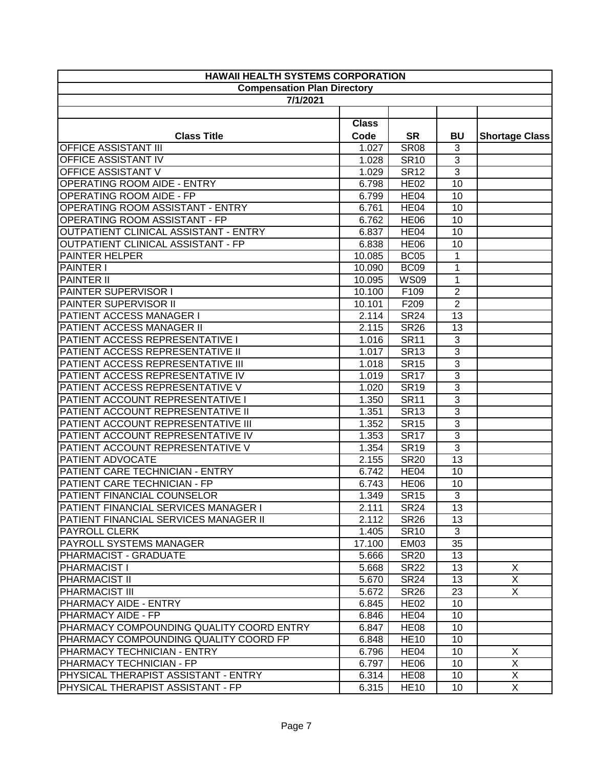| HAWAII HEALTH SYSTEMS CORPORATION | | | | |
|---|---|---|---|---|
| Compensation Plan Directory | | | | |
| 7/1/2021 | | | | |
| Class Title | Class Code | SR | BU | Shortage Class |
| OFFICE ASSISTANT III | 1.027 | SR08 | 3 | |
| OFFICE ASSISTANT IV | 1.028 | SR10 | 3 | |
| OFFICE ASSISTANT V | 1.029 | SR12 | 3 | |
| OPERATING ROOM AIDE - ENTRY | 6.798 | HE02 | 10 | |
| OPERATING ROOM AIDE - FP | 6.799 | HE04 | 10 | |
| OPERATING ROOM ASSISTANT - ENTRY | 6.761 | HE04 | 10 | |
| OPERATING ROOM ASSISTANT - FP | 6.762 | HE06 | 10 | |
| OUTPATIENT CLINICAL ASSISTANT - ENTRY | 6.837 | HE04 | 10 | |
| OUTPATIENT CLINICAL ASSISTANT - FP | 6.838 | HE06 | 10 | |
| PAINTER HELPER | 10.085 | BC05 | 1 | |
| PAINTER I | 10.090 | BC09 | 1 | |
| PAINTER II | 10.095 | WS09 | 1 | |
| PAINTER SUPERVISOR I | 10.100 | F109 | 2 | |
| PAINTER SUPERVISOR II | 10.101 | F209 | 2 | |
| PATIENT ACCESS MANAGER I | 2.114 | SR24 | 13 | |
| PATIENT ACCESS MANAGER II | 2.115 | SR26 | 13 | |
| PATIENT ACCESS REPRESENTATIVE I | 1.016 | SR11 | 3 | |
| PATIENT ACCESS REPRESENTATIVE II | 1.017 | SR13 | 3 | |
| PATIENT ACCESS REPRESENTATIVE III | 1.018 | SR15 | 3 | |
| PATIENT ACCESS REPRESENTATIVE IV | 1.019 | SR17 | 3 | |
| PATIENT ACCESS REPRESENTATIVE V | 1.020 | SR19 | 3 | |
| PATIENT ACCOUNT REPRESENTATIVE I | 1.350 | SR11 | 3 | |
| PATIENT ACCOUNT REPRESENTATIVE II | 1.351 | SR13 | 3 | |
| PATIENT ACCOUNT REPRESENTATIVE III | 1.352 | SR15 | 3 | |
| PATIENT ACCOUNT REPRESENTATIVE IV | 1.353 | SR17 | 3 | |
| PATIENT ACCOUNT REPRESENTATIVE V | 1.354 | SR19 | 3 | |
| PATIENT ADVOCATE | 2.155 | SR20 | 13 | |
| PATIENT CARE TECHNICIAN - ENTRY | 6.742 | HE04 | 10 | |
| PATIENT CARE TECHNICIAN - FP | 6.743 | HE06 | 10 | |
| PATIENT FINANCIAL COUNSELOR | 1.349 | SR15 | 3 | |
| PATIENT FINANCIAL SERVICES MANAGER I | 2.111 | SR24 | 13 | |
| PATIENT FINANCIAL SERVICES MANAGER II | 2.112 | SR26 | 13 | |
| PAYROLL CLERK | 1.405 | SR10 | 3 | |
| PAYROLL SYSTEMS MANAGER | 17.100 | EM03 | 35 | |
| PHARMACIST - GRADUATE | 5.666 | SR20 | 13 | |
| PHARMACIST I | 5.668 | SR22 | 13 | X |
| PHARMACIST II | 5.670 | SR24 | 13 | X |
| PHARMACIST III | 5.672 | SR26 | 23 | X |
| PHARMACY AIDE - ENTRY | 6.845 | HE02 | 10 | |
| PHARMACY AIDE - FP | 6.846 | HE04 | 10 | |
| PHARMACY COMPOUNDING QUALITY COORD ENTRY | 6.847 | HE08 | 10 | |
| PHARMACY COMPOUNDING QUALITY COORD FP | 6.848 | HE10 | 10 | |
| PHARMACY TECHNICIAN - ENTRY | 6.796 | HE04 | 10 | X |
| PHARMACY TECHNICIAN - FP | 6.797 | HE06 | 10 | X |
| PHYSICAL THERAPIST ASSISTANT - ENTRY | 6.314 | HE08 | 10 | X |
| PHYSICAL THERAPIST ASSISTANT - FP | 6.315 | HE10 | 10 | X |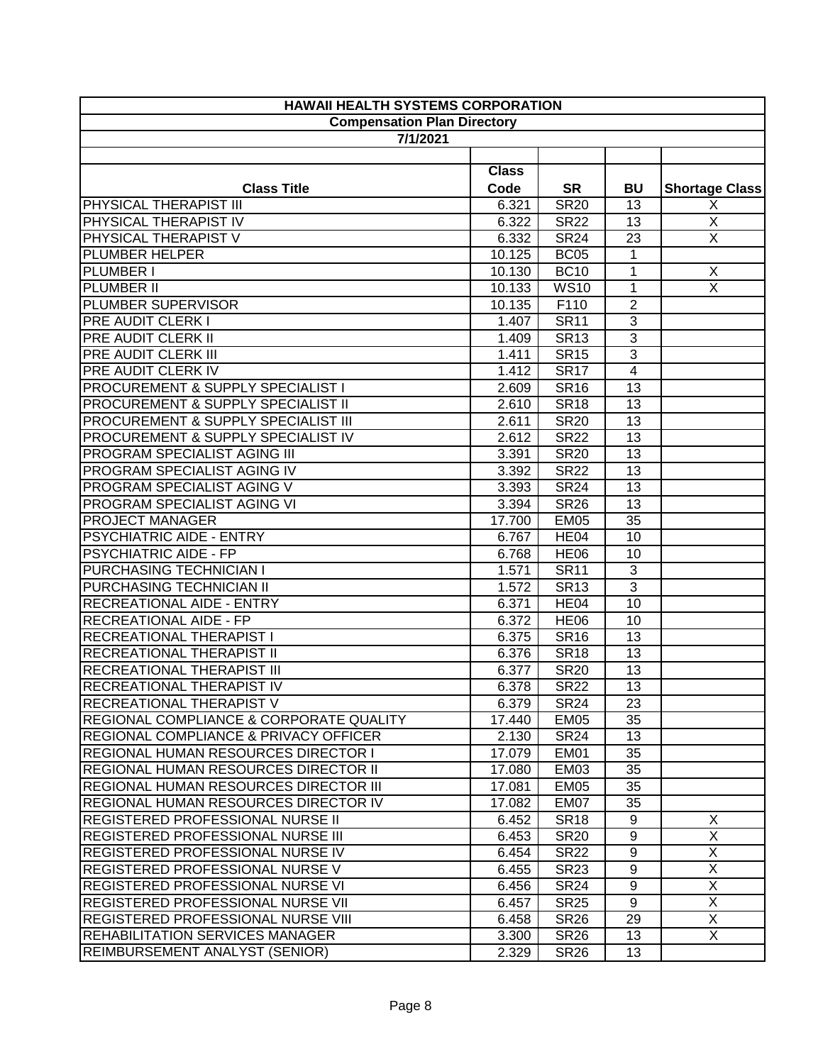| HAWAII HEALTH SYSTEMS CORPORATION | | | | |
|---|---|---|---|---|
| Compensation Plan Directory | | | | |
| 7/1/2021 | | | | |
| Class Title | Class Code | SR | BU | Shortage Class |
| PHYSICAL THERAPIST III | 6.321 | SR20 | 13 | X |
| PHYSICAL THERAPIST IV | 6.322 | SR22 | 13 | X |
| PHYSICAL THERAPIST V | 6.332 | SR24 | 23 | X |
| PLUMBER HELPER | 10.125 | BC05 | 1 | |
| PLUMBER I | 10.130 | BC10 | 1 | X |
| PLUMBER II | 10.133 | WS10 | 1 | X |
| PLUMBER SUPERVISOR | 10.135 | F110 | 2 | |
| PRE AUDIT CLERK I | 1.407 | SR11 | 3 | |
| PRE AUDIT CLERK II | 1.409 | SR13 | 3 | |
| PRE AUDIT CLERK III | 1.411 | SR15 | 3 | |
| PRE AUDIT CLERK IV | 1.412 | SR17 | 4 | |
| PROCUREMENT & SUPPLY SPECIALIST I | 2.609 | SR16 | 13 | |
| PROCUREMENT & SUPPLY SPECIALIST II | 2.610 | SR18 | 13 | |
| PROCUREMENT & SUPPLY SPECIALIST III | 2.611 | SR20 | 13 | |
| PROCUREMENT & SUPPLY SPECIALIST IV | 2.612 | SR22 | 13 | |
| PROGRAM SPECIALIST AGING III | 3.391 | SR20 | 13 | |
| PROGRAM SPECIALIST AGING IV | 3.392 | SR22 | 13 | |
| PROGRAM SPECIALIST AGING V | 3.393 | SR24 | 13 | |
| PROGRAM SPECIALIST AGING VI | 3.394 | SR26 | 13 | |
| PROJECT MANAGER | 17.700 | EM05 | 35 | |
| PSYCHIATRIC AIDE - ENTRY | 6.767 | HE04 | 10 | |
| PSYCHIATRIC AIDE - FP | 6.768 | HE06 | 10 | |
| PURCHASING TECHNICIAN I | 1.571 | SR11 | 3 | |
| PURCHASING TECHNICIAN II | 1.572 | SR13 | 3 | |
| RECREATIONAL AIDE - ENTRY | 6.371 | HE04 | 10 | |
| RECREATIONAL AIDE - FP | 6.372 | HE06 | 10 | |
| RECREATIONAL THERAPIST I | 6.375 | SR16 | 13 | |
| RECREATIONAL THERAPIST II | 6.376 | SR18 | 13 | |
| RECREATIONAL THERAPIST III | 6.377 | SR20 | 13 | |
| RECREATIONAL THERAPIST IV | 6.378 | SR22 | 13 | |
| RECREATIONAL THERAPIST V | 6.379 | SR24 | 23 | |
| REGIONAL COMPLIANCE & CORPORATE QUALITY | 17.440 | EM05 | 35 | |
| REGIONAL COMPLIANCE & PRIVACY OFFICER | 2.130 | SR24 | 13 | |
| REGIONAL HUMAN RESOURCES DIRECTOR I | 17.079 | EM01 | 35 | |
| REGIONAL HUMAN RESOURCES DIRECTOR II | 17.080 | EM03 | 35 | |
| REGIONAL HUMAN RESOURCES DIRECTOR III | 17.081 | EM05 | 35 | |
| REGIONAL HUMAN RESOURCES DIRECTOR IV | 17.082 | EM07 | 35 | |
| REGISTERED PROFESSIONAL NURSE II | 6.452 | SR18 | 9 | X |
| REGISTERED PROFESSIONAL NURSE III | 6.453 | SR20 | 9 | X |
| REGISTERED PROFESSIONAL NURSE IV | 6.454 | SR22 | 9 | X |
| REGISTERED PROFESSIONAL NURSE V | 6.455 | SR23 | 9 | X |
| REGISTERED PROFESSIONAL NURSE VI | 6.456 | SR24 | 9 | X |
| REGISTERED PROFESSIONAL NURSE VII | 6.457 | SR25 | 9 | X |
| REGISTERED PROFESSIONAL NURSE VIII | 6.458 | SR26 | 29 | X |
| REHABILITATION SERVICES MANAGER | 3.300 | SR26 | 13 | X |
| REIMBURSEMENT ANALYST (SENIOR) | 2.329 | SR26 | 13 | |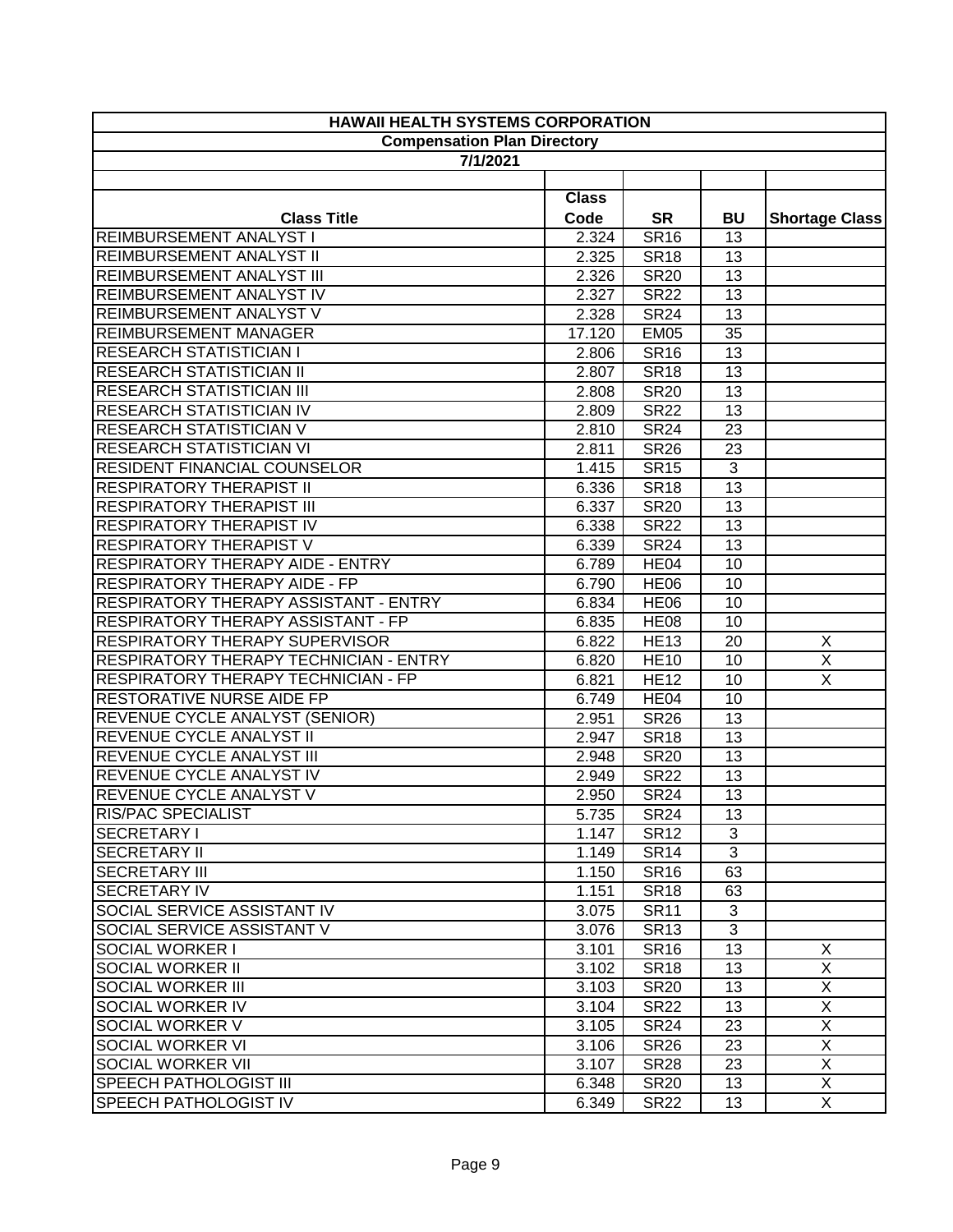| HAWAII HEALTH SYSTEMS CORPORATION | | | | |
|---|---|---|---|---|
| Compensation Plan Directory | | | | |
| 7/1/2021 | | | | |
| Class Title | Class Code | SR | BU | Shortage Class |
| REIMBURSEMENT ANALYST I | 2.324 | SR16 | 13 | |
| REIMBURSEMENT ANALYST II | 2.325 | SR18 | 13 | |
| REIMBURSEMENT ANALYST III | 2.326 | SR20 | 13 | |
| REIMBURSEMENT ANALYST IV | 2.327 | SR22 | 13 | |
| REIMBURSEMENT ANALYST V | 2.328 | SR24 | 13 | |
| REIMBURSEMENT MANAGER | 17.120 | EM05 | 35 | |
| RESEARCH STATISTICIAN I | 2.806 | SR16 | 13 | |
| RESEARCH STATISTICIAN II | 2.807 | SR18 | 13 | |
| RESEARCH STATISTICIAN III | 2.808 | SR20 | 13 | |
| RESEARCH STATISTICIAN IV | 2.809 | SR22 | 13 | |
| RESEARCH STATISTICIAN V | 2.810 | SR24 | 23 | |
| RESEARCH STATISTICIAN VI | 2.811 | SR26 | 23 | |
| RESIDENT FINANCIAL COUNSELOR | 1.415 | SR15 | 3 | |
| RESPIRATORY THERAPIST II | 6.336 | SR18 | 13 | |
| RESPIRATORY THERAPIST III | 6.337 | SR20 | 13 | |
| RESPIRATORY THERAPIST IV | 6.338 | SR22 | 13 | |
| RESPIRATORY THERAPIST V | 6.339 | SR24 | 13 | |
| RESPIRATORY THERAPY AIDE - ENTRY | 6.789 | HE04 | 10 | |
| RESPIRATORY THERAPY AIDE - FP | 6.790 | HE06 | 10 | |
| RESPIRATORY THERAPY ASSISTANT - ENTRY | 6.834 | HE06 | 10 | |
| RESPIRATORY THERAPY ASSISTANT - FP | 6.835 | HE08 | 10 | |
| RESPIRATORY THERAPY SUPERVISOR | 6.822 | HE13 | 20 | X |
| RESPIRATORY THERAPY TECHNICIAN - ENTRY | 6.820 | HE10 | 10 | X |
| RESPIRATORY THERAPY TECHNICIAN - FP | 6.821 | HE12 | 10 | X |
| RESTORATIVE NURSE AIDE FP | 6.749 | HE04 | 10 | |
| REVENUE CYCLE ANALYST (SENIOR) | 2.951 | SR26 | 13 | |
| REVENUE CYCLE ANALYST II | 2.947 | SR18 | 13 | |
| REVENUE CYCLE ANALYST III | 2.948 | SR20 | 13 | |
| REVENUE CYCLE ANALYST IV | 2.949 | SR22 | 13 | |
| REVENUE CYCLE ANALYST V | 2.950 | SR24 | 13 | |
| RIS/PAC SPECIALIST | 5.735 | SR24 | 13 | |
| SECRETARY I | 1.147 | SR12 | 3 | |
| SECRETARY II | 1.149 | SR14 | 3 | |
| SECRETARY III | 1.150 | SR16 | 63 | |
| SECRETARY IV | 1.151 | SR18 | 63 | |
| SOCIAL SERVICE ASSISTANT IV | 3.075 | SR11 | 3 | |
| SOCIAL SERVICE ASSISTANT V | 3.076 | SR13 | 3 | |
| SOCIAL WORKER I | 3.101 | SR16 | 13 | X |
| SOCIAL WORKER II | 3.102 | SR18 | 13 | X |
| SOCIAL WORKER III | 3.103 | SR20 | 13 | X |
| SOCIAL WORKER IV | 3.104 | SR22 | 13 | X |
| SOCIAL WORKER V | 3.105 | SR24 | 23 | X |
| SOCIAL WORKER VI | 3.106 | SR26 | 23 | X |
| SOCIAL WORKER VII | 3.107 | SR28 | 23 | X |
| SPEECH PATHOLOGIST III | 6.348 | SR20 | 13 | X |
| SPEECH PATHOLOGIST IV | 6.349 | SR22 | 13 | X |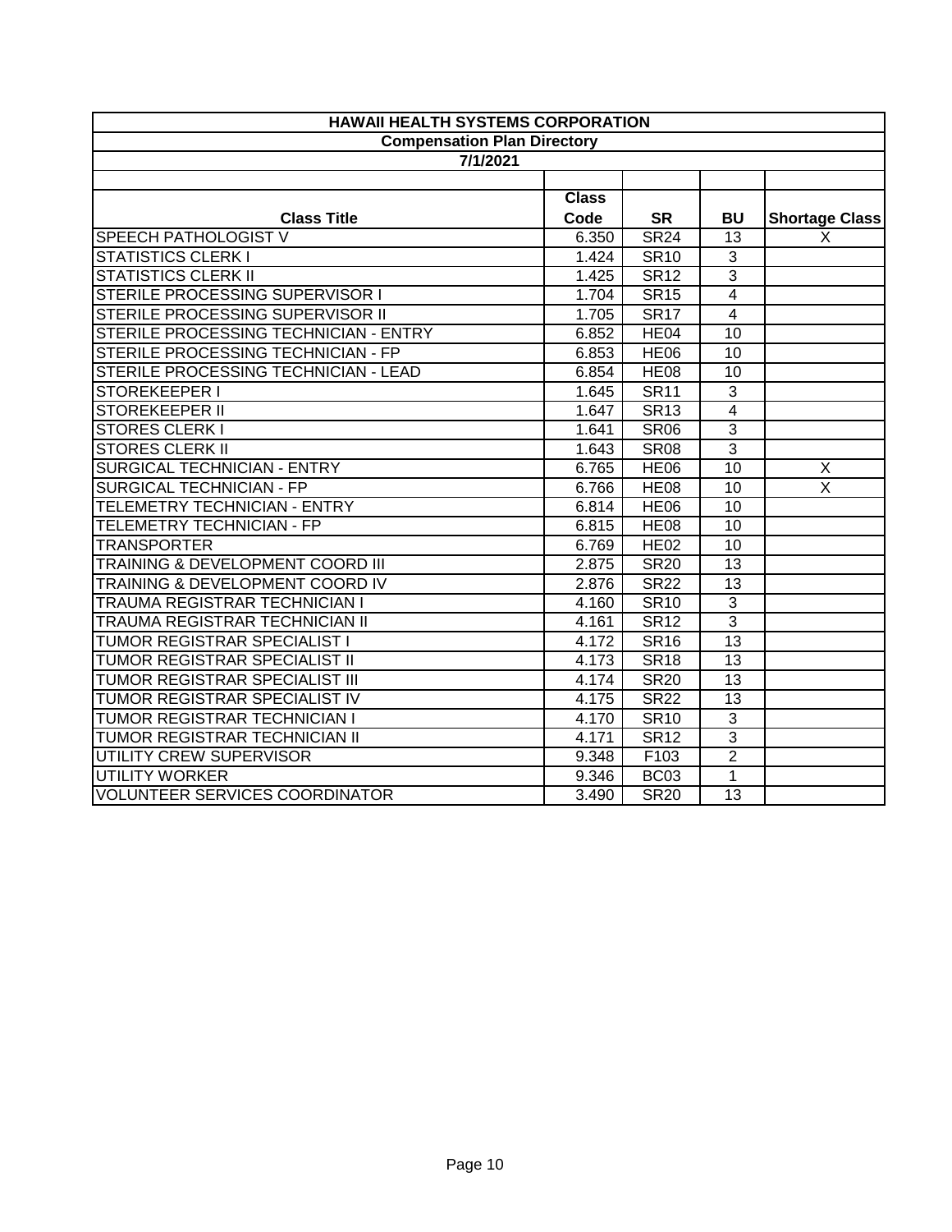| HAWAII HEALTH SYSTEMS CORPORATION | | | | |
|---|---|---|---|---|
| Compensation Plan Directory | | | | |
| 7/1/2021 | | | | |
| **Class Title** | **Class Code** | **SR** | **BU** | **Shortage Class** |
| SPEECH PATHOLOGIST V | 6.350 | SR24 | 13 | X |
| STATISTICS CLERK I | 1.424 | SR10 | 3 | |
| STATISTICS CLERK II | 1.425 | SR12 | 3 | |
| STERILE PROCESSING SUPERVISOR I | 1.704 | SR15 | 4 | |
| STERILE PROCESSING SUPERVISOR II | 1.705 | SR17 | 4 | |
| STERILE PROCESSING TECHNICIAN - ENTRY | 6.852 | HE04 | 10 | |
| STERILE PROCESSING TECHNICIAN - FP | 6.853 | HE06 | 10 | |
| STERILE PROCESSING TECHNICIAN - LEAD | 6.854 | HE08 | 10 | |
| STOREKEEPER I | 1.645 | SR11 | 3 | |
| STOREKEEPER II | 1.647 | SR13 | 4 | |
| STORES CLERK I | 1.641 | SR06 | 3 | |
| STORES CLERK II | 1.643 | SR08 | 3 | |
| SURGICAL TECHNICIAN - ENTRY | 6.765 | HE06 | 10 | X |
| SURGICAL TECHNICIAN - FP | 6.766 | HE08 | 10 | X |
| TELEMETRY TECHNICIAN - ENTRY | 6.814 | HE06 | 10 | |
| TELEMETRY TECHNICIAN - FP | 6.815 | HE08 | 10 | |
| TRANSPORTER | 6.769 | HE02 | 10 | |
| TRAINING & DEVELOPMENT COORD III | 2.875 | SR20 | 13 | |
| TRAINING & DEVELOPMENT COORD IV | 2.876 | SR22 | 13 | |
| TRAUMA REGISTRAR TECHNICIAN I | 4.160 | SR10 | 3 | |
| TRAUMA REGISTRAR TECHNICIAN II | 4.161 | SR12 | 3 | |
| TUMOR REGISTRAR SPECIALIST I | 4.172 | SR16 | 13 | |
| TUMOR REGISTRAR SPECIALIST II | 4.173 | SR18 | 13 | |
| TUMOR REGISTRAR SPECIALIST III | 4.174 | SR20 | 13 | |
| TUMOR REGISTRAR SPECIALIST IV | 4.175 | SR22 | 13 | |
| TUMOR REGISTRAR TECHNICIAN I | 4.170 | SR10 | 3 | |
| TUMOR REGISTRAR TECHNICIAN II | 4.171 | SR12 | 3 | |
| UTILITY CREW SUPERVISOR | 9.348 | F103 | 2 | |
| UTILITY WORKER | 9.346 | BC03 | 1 | |
| VOLUNTEER SERVICES COORDINATOR | 3.490 | SR20 | 13 | |